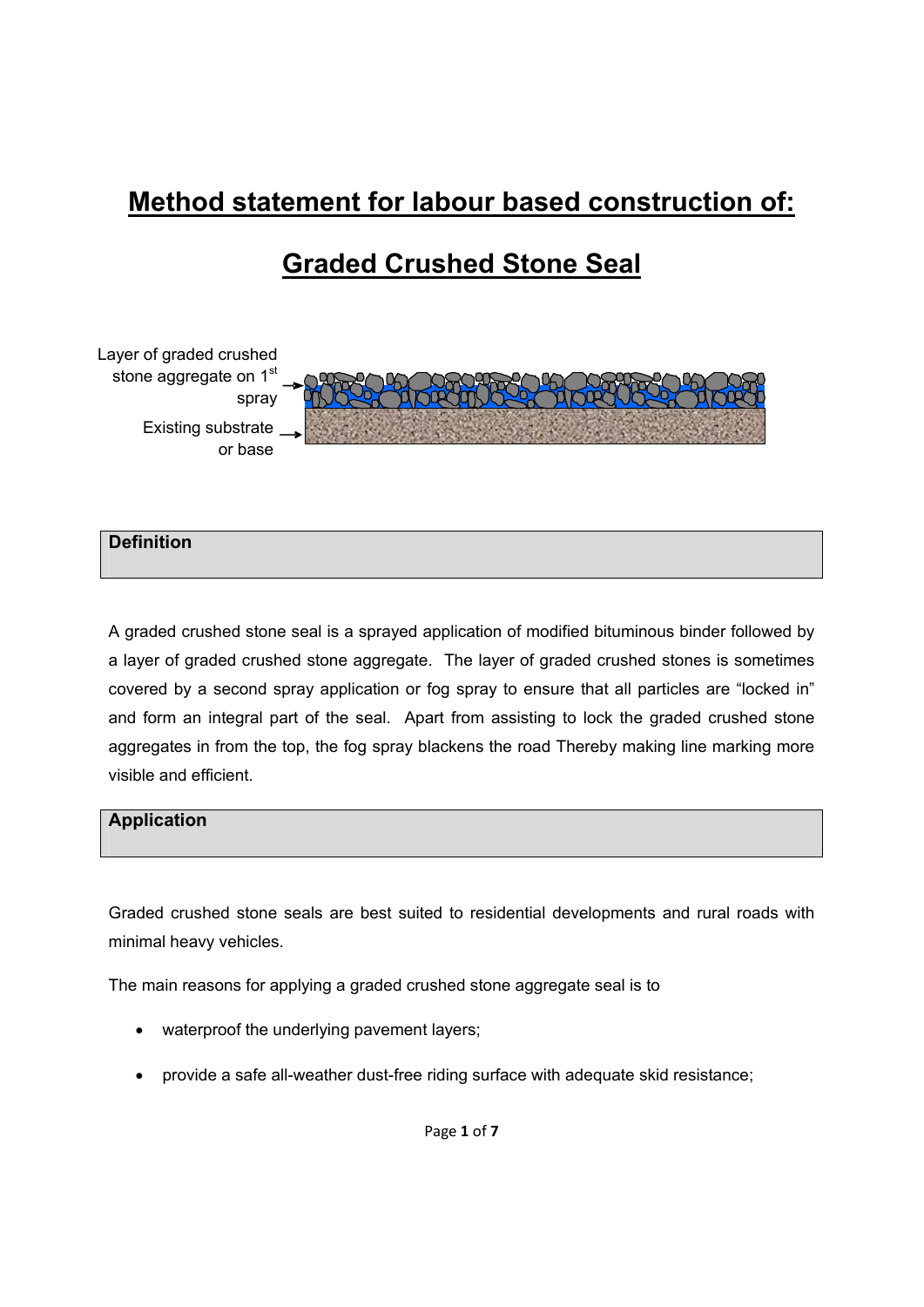# Method statement for labour based construction of:

# Graded Crushed Stone Seal

Layer of graded crushed stone aggregate on 1st spray

Existing substrate or base

## Definition

A graded crushed stone seal is a sprayed application of modified bituminous binder followed by a layer of graded crushed stone aggregate. The layer of graded crushed stones is sometimes covered by a second spray application or fog spray to ensure that all particles are "locked in" and form an integral part of the seal. Apart from assisting to lock the graded crushed stone aggregates in from the top, the fog spray blackens the road Thereby making line marking more visible and efficient.

## Application

Graded crushed stone seals are best suited to residential developments and rural roads with minimal heavy vehicles.

The main reasons for applying a graded crushed stone aggregate seal is to

- waterproof the underlying pavement layers;
- provide a safe all-weather dust-free riding surface with adequate skid resistance;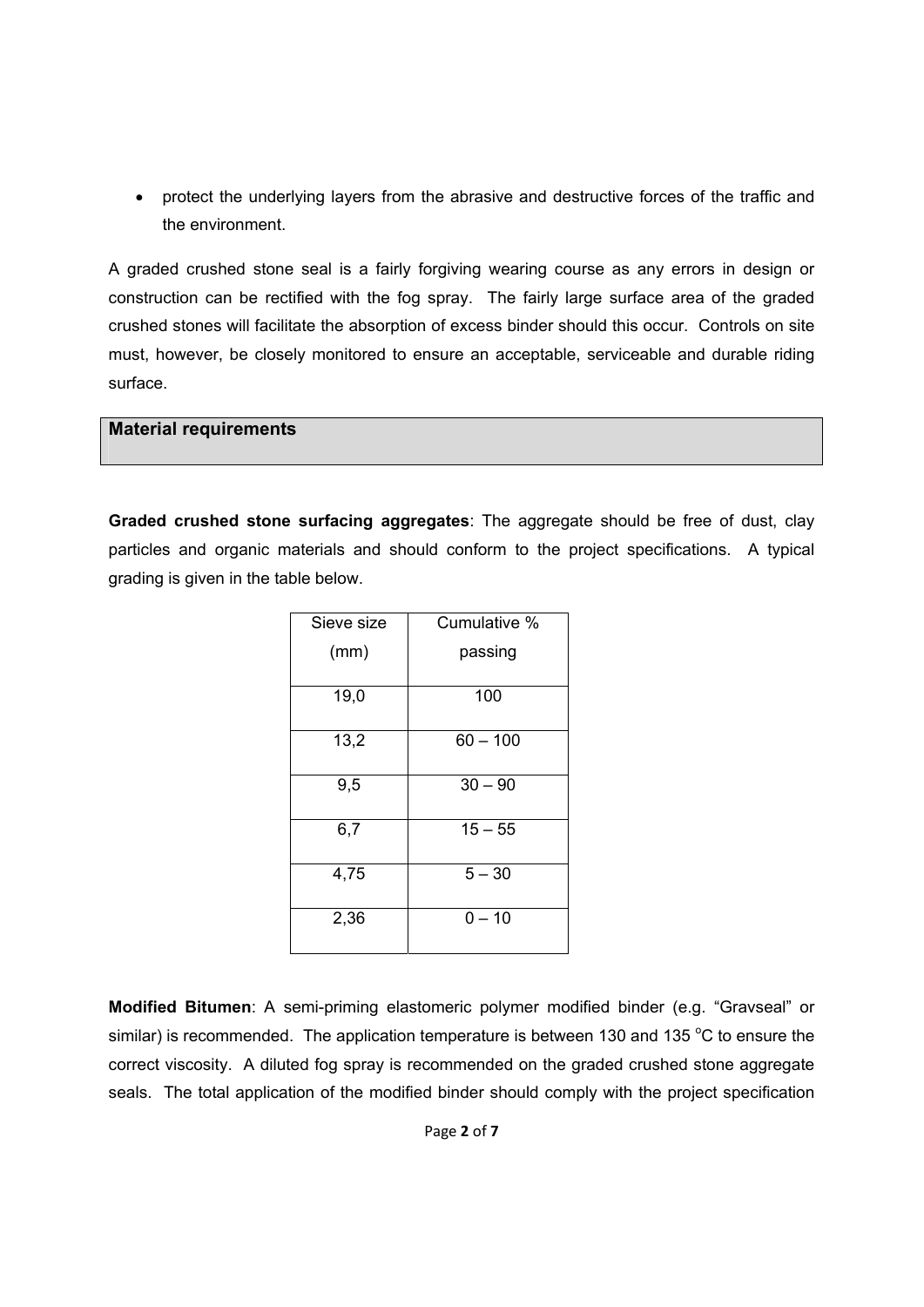- protect the underlying layers from the abrasive and destructive forces of the traffic and the environment.

A graded crushed stone seal is a fairly forgiving wearing course as any errors in design or construction can be rectified with the fog spray. The fairly large surface area of the graded crushed stones will facilitate the absorption of excess binder should this occur. Controls on site must, however, be closely monitored to ensure an acceptable, serviceable and durable riding surface.

## Material requirements

**Graded crushed stone surfacing aggregates**: The aggregate should be free of dust, clay particles and organic materials and should conform to the project specifications. A typical grading is given in the table below.

| Sieve size (mm) | Cumulative % passing |
|---|---|
| 19,0 | 100 |
| 13,2 | 60 – 100 |
| 9,5 | 30 – 90 |
| 6,7 | 15 – 55 |
| 4,75 | 5 – 30 |
| 2,36 | 0 – 10 |

**Modified Bitumen**: A semi-priming elastomeric polymer modified binder (e.g. “Gravseal” or similar) is recommended. The application temperature is between 130 and 135 $^{o}$C to ensure the correct viscosity. A diluted fog spray is recommended on the graded crushed stone aggregate seals. The total application of the modified binder should comply with the project specification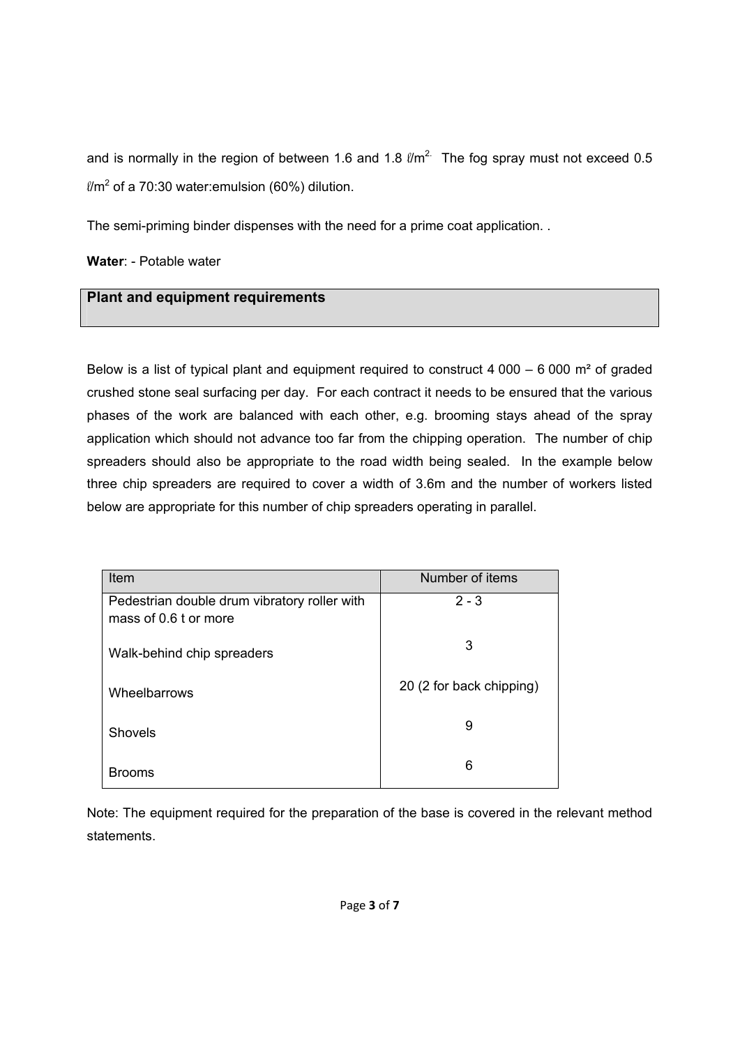and is normally in the region of between 1.6 and 1.8 ℓ/m$^{2}$. The fog spray must not exceed 0.5 ℓ/m$^{2}$ of a 70:30 water:emulsion (60%) dilution.

The semi-priming binder dispenses with the need for a prime coat application. .

**Water**: - Potable water

## Plant and equipment requirements

Below is a list of typical plant and equipment required to construct 4 000 – 6 000 m² of graded crushed stone seal surfacing per day. For each contract it needs to be ensured that the various phases of the work are balanced with each other, e.g. brooming stays ahead of the spray application which should not advance too far from the chipping operation. The number of chip spreaders should also be appropriate to the road width being sealed. In the example below three chip spreaders are required to cover a width of 3.6m and the number of workers listed below are appropriate for this number of chip spreaders operating in parallel.

| Item | Number of items |
| --- | --- |
| Pedestrian double drum vibratory roller with mass of 0.6 t or more | 2 - 3 |
| Walk-behind chip spreaders | 3 |
| Wheelbarrows | 20 (2 for back chipping) |
| Shovels | 9 |
| Brooms | 6 |

Note: The equipment required for the preparation of the base is covered in the relevant method statements.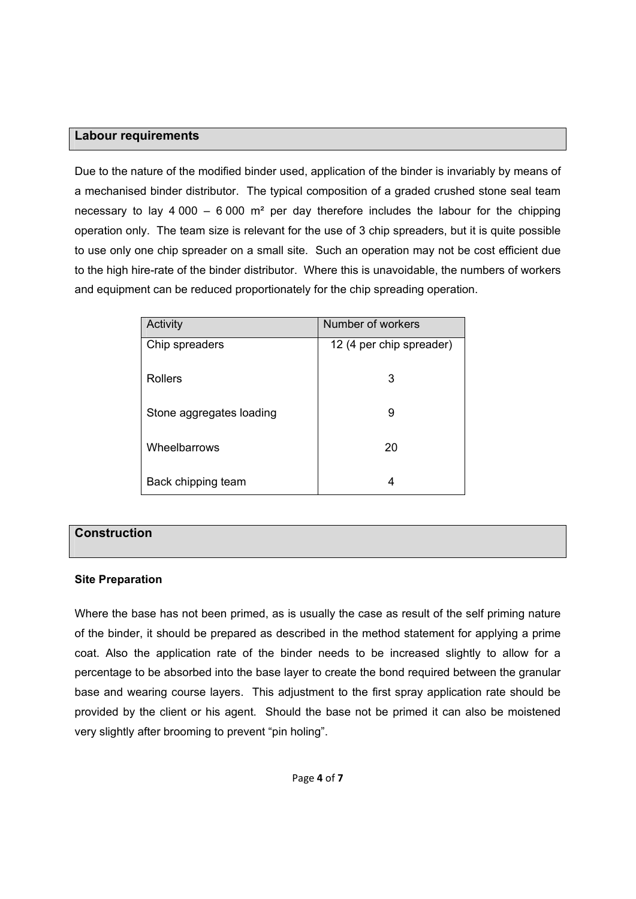## Labour requirements

Due to the nature of the modified binder used, application of the binder is invariably by means of a mechanised binder distributor. The typical composition of a graded crushed stone seal team necessary to lay 4 000 – 6 000 m² per day therefore includes the labour for the chipping operation only. The team size is relevant for the use of 3 chip spreaders, but it is quite possible to use only one chip spreader on a small site. Such an operation may not be cost efficient due to the high hire-rate of the binder distributor. Where this is unavoidable, the numbers of workers and equipment can be reduced proportionately for the chip spreading operation.

| Activity | Number of workers |
|---|---|
| Chip spreaders | 12 (4 per chip spreader) |
| Rollers | 3 |
| Stone aggregates loading | 9 |
| Wheelbarrows | 20 |
| Back chipping team | 4 |

## Construction

### Site Preparation

Where the base has not been primed, as is usually the case as result of the self priming nature of the binder, it should be prepared as described in the method statement for applying a prime coat. Also the application rate of the binder needs to be increased slightly to allow for a percentage to be absorbed into the base layer to create the bond required between the granular base and wearing course layers. This adjustment to the first spray application rate should be provided by the client or his agent. Should the base not be primed it can also be moistened very slightly after brooming to prevent "pin holing".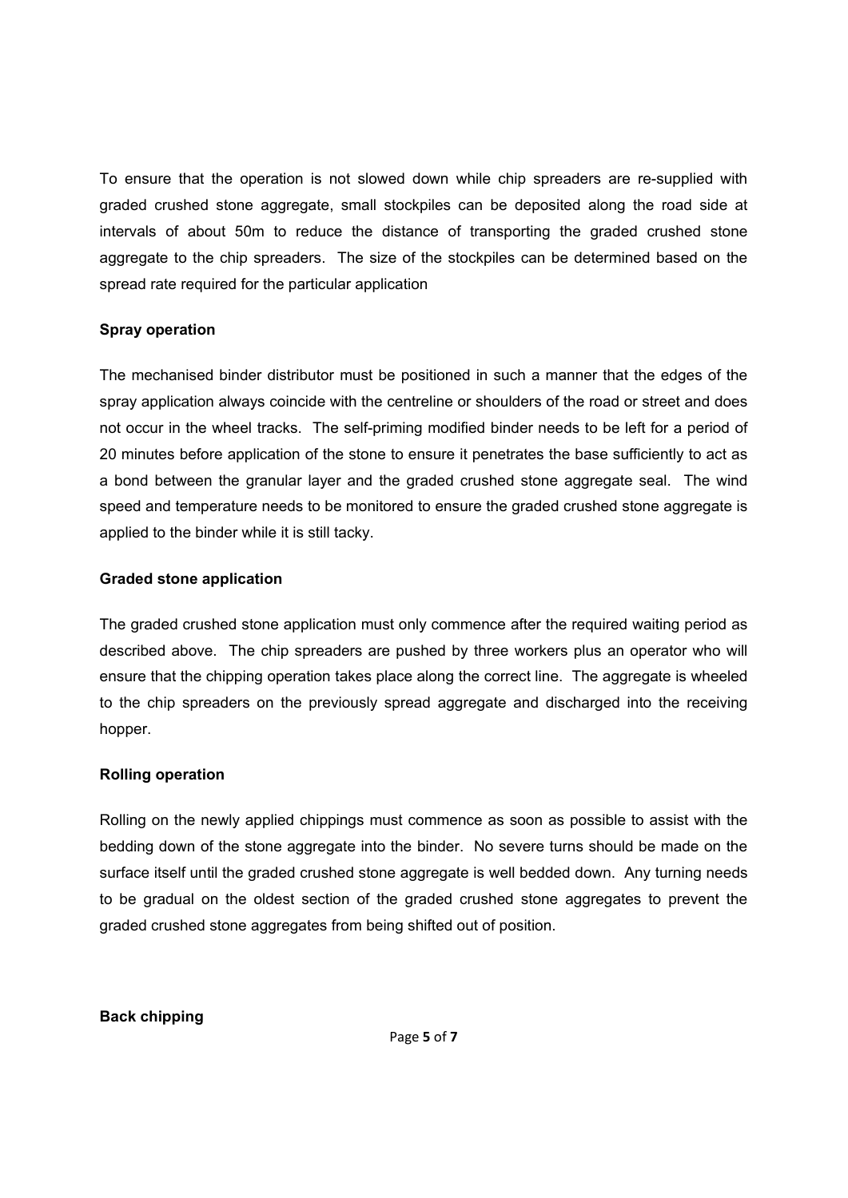To ensure that the operation is not slowed down while chip spreaders are re-supplied with graded crushed stone aggregate, small stockpiles can be deposited along the road side at intervals of about 50m to reduce the distance of transporting the graded crushed stone aggregate to the chip spreaders. The size of the stockpiles can be determined based on the spread rate required for the particular application

**Spray operation**

The mechanised binder distributor must be positioned in such a manner that the edges of the spray application always coincide with the centreline or shoulders of the road or street and does not occur in the wheel tracks. The self-priming modified binder needs to be left for a period of 20 minutes before application of the stone to ensure it penetrates the base sufficiently to act as a bond between the granular layer and the graded crushed stone aggregate seal. The wind speed and temperature needs to be monitored to ensure the graded crushed stone aggregate is applied to the binder while it is still tacky.

**Graded stone application**

The graded crushed stone application must only commence after the required waiting period as described above. The chip spreaders are pushed by three workers plus an operator who will ensure that the chipping operation takes place along the correct line. The aggregate is wheeled to the chip spreaders on the previously spread aggregate and discharged into the receiving hopper.

**Rolling operation**

Rolling on the newly applied chippings must commence as soon as possible to assist with the bedding down of the stone aggregate into the binder. No severe turns should be made on the surface itself until the graded crushed stone aggregate is well bedded down. Any turning needs to be gradual on the oldest section of the graded crushed stone aggregates to prevent the graded crushed stone aggregates from being shifted out of position.

**Back chipping**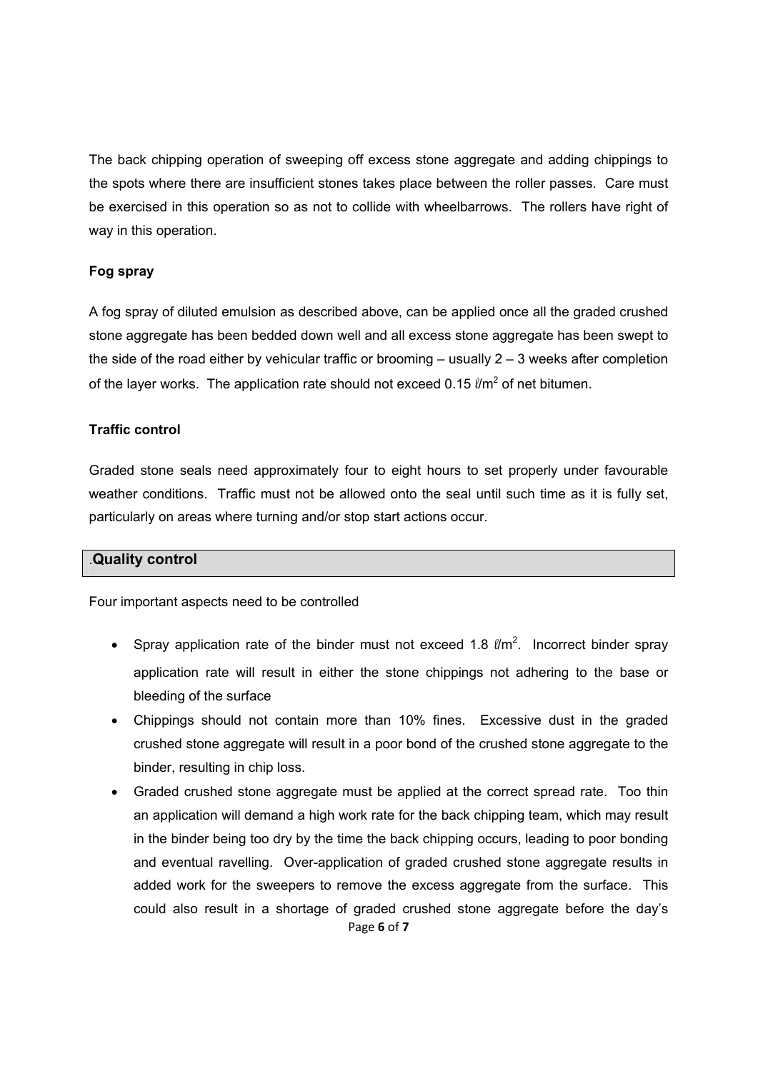The back chipping operation of sweeping off excess stone aggregate and adding chippings to the spots where there are insufficient stones takes place between the roller passes. Care must be exercised in this operation so as not to collide with wheelbarrows. The rollers have right of way in this operation.

**Fog spray**

A fog spray of diluted emulsion as described above, can be applied once all the graded crushed stone aggregate has been bedded down well and all excess stone aggregate has been swept to the side of the road either by vehicular traffic or brooming – usually 2 – 3 weeks after completion of the layer works. The application rate should not exceed 0.15 ℓ/m$^2$ of net bitumen.

**Traffic control**

Graded stone seals need approximately four to eight hours to set properly under favourable weather conditions. Traffic must not be allowed onto the seal until such time as it is fully set, particularly on areas where turning and/or stop start actions occur.

## .Quality control

Four important aspects need to be controlled

- Spray application rate of the binder must not exceed 1.8 ℓ/m$^2$. Incorrect binder spray application rate will result in either the stone chippings not adhering to the base or bleeding of the surface
- Chippings should not contain more than 10% fines. Excessive dust in the graded crushed stone aggregate will result in a poor bond of the crushed stone aggregate to the binder, resulting in chip loss.
- Graded crushed stone aggregate must be applied at the correct spread rate. Too thin an application will demand a high work rate for the back chipping team, which may result in the binder being too dry by the time the back chipping occurs, leading to poor bonding and eventual ravelling. Over-application of graded crushed stone aggregate results in added work for the sweepers to remove the excess aggregate from the surface. This could also result in a shortage of graded crushed stone aggregate before the day's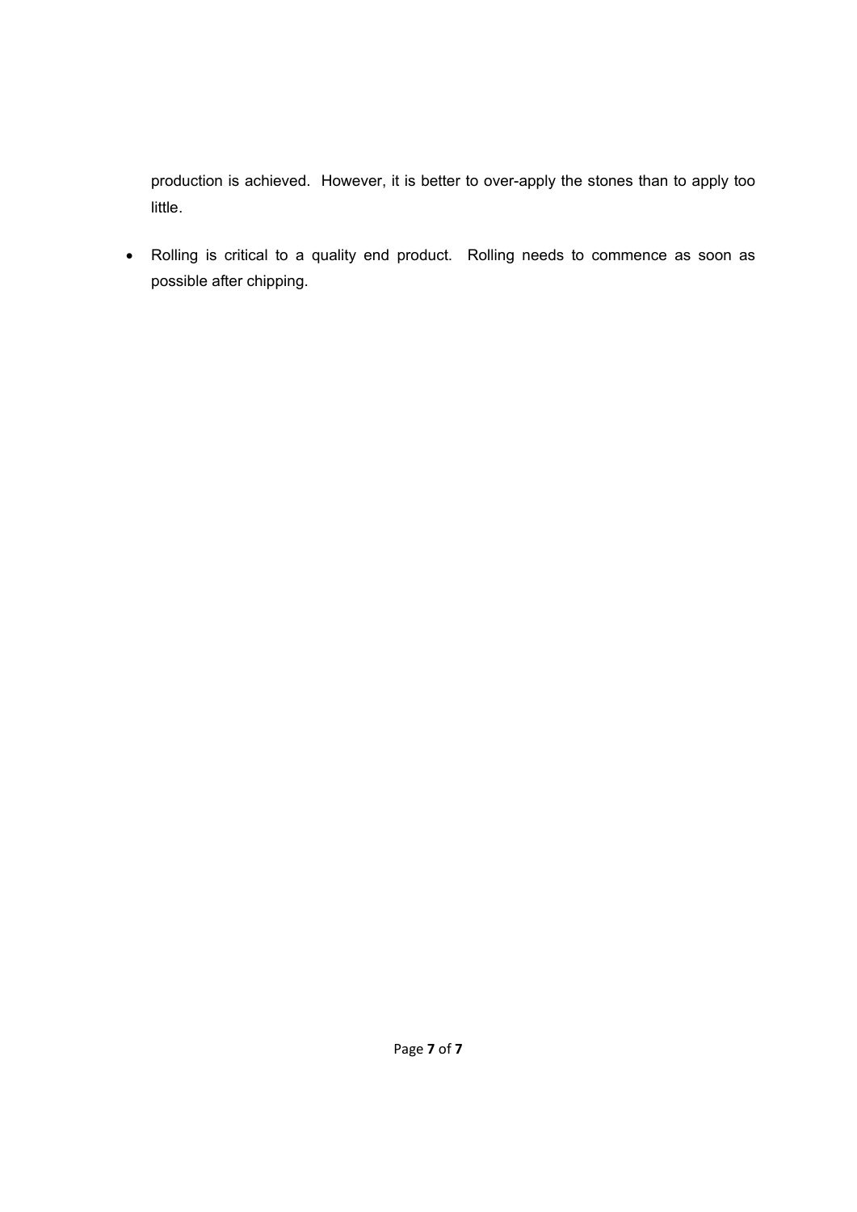production is achieved. However, it is better to over-apply the stones than to apply too little.

- Rolling is critical to a quality end product. Rolling needs to commence as soon as possible after chipping.